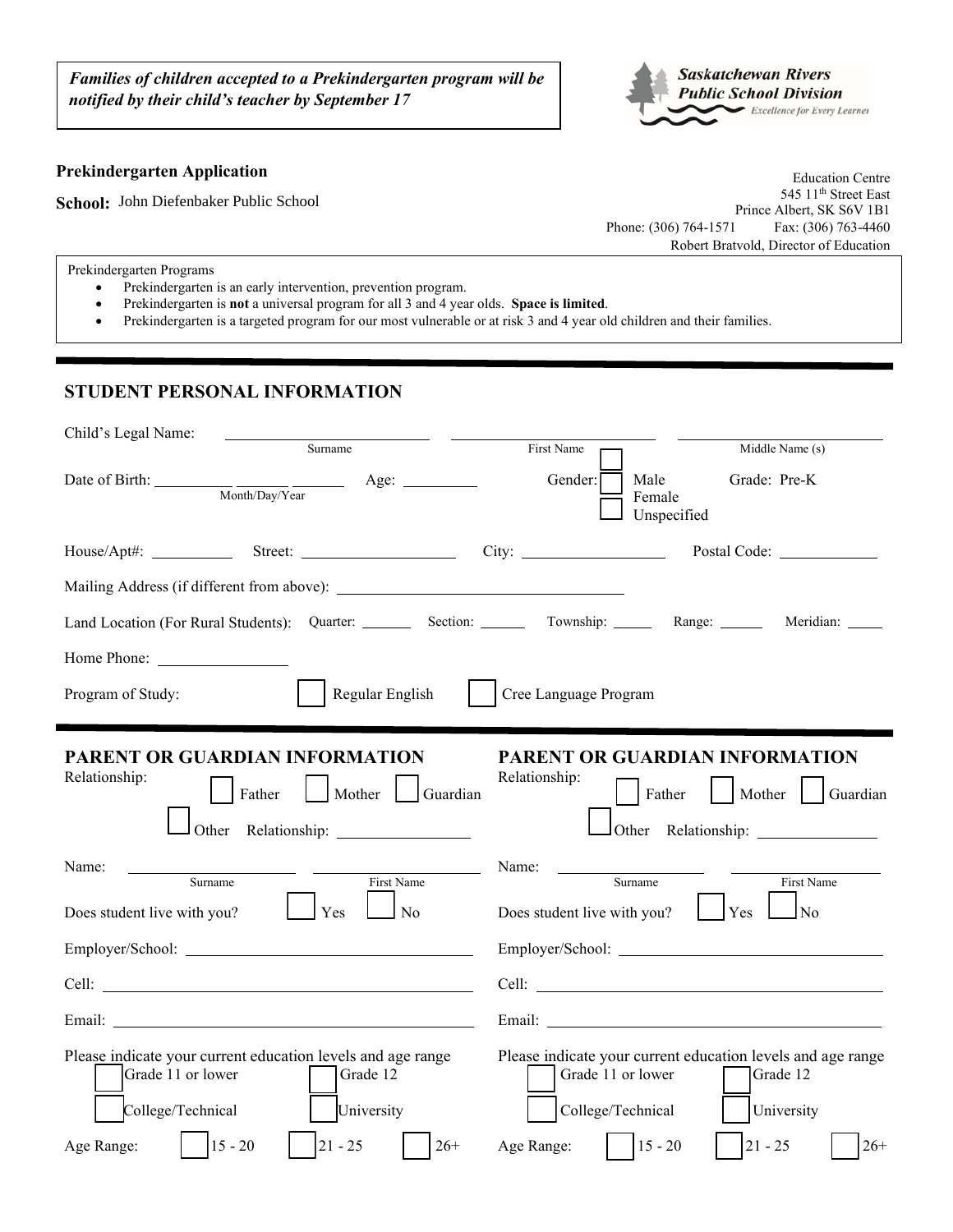***Families of children accepted to a Prekindergarten program will be notified by their child's teacher by September 17***

**Saskatchewan Rivers Public School Division**
*Excellence for Every Learner*

**Prekindergarten Application**

**School:** John Diefenbaker Public School

Education Centre
545 11th Street East
Prince Albert, SK S6V 1B1
Phone: (306) 764-1571 Fax: (306) 763-4460
Robert Bratvold, Director of Education

Prekindergarten Programs

- Prekindergarten is an early intervention, prevention program.
- Prekindergarten is **not** a universal program for all 3 and 4 year olds. **Space is limited**.
- Prekindergarten is a targeted program for our most vulnerable or at risk 3 and 4 year old children and their families.

## STUDENT PERSONAL INFORMATION

Child's Legal Name: ______________ (Surname) ______________ (First Name) ______________ (Middle Name (s))

Date of Birth: ______ ______ ______ (Month/Day/Year) Age: ______ Gender: ☐ Male ☐ Female ☐ Unspecified Grade: Pre-K

House/Apt#: ______ Street: ______________ City: ______________ Postal Code: ______________

Mailing Address (if different from above): ______________________________

Land Location (For Rural Students): Quarter: ______ Section: ______ Township: ______ Range: ______ Meridian: ______

Home Phone: ______________

Program of Study: ☐ Regular English ☐ Cree Language Program

## PARENT OR GUARDIAN INFORMATION

Relationship: ☐ Father ☐ Mother ☐ Guardian ☐ Other Relationship: ______________

Name: ______________ (Surname) ______________ (First Name)

Does student live with you? ☐ Yes ☐ No

Employer/School: ______________________________

Cell: ______________________________

Email: ______________________________

Please indicate your current education levels and age range
☐ Grade 11 or lower ☐ Grade 12
☐ College/Technical ☐ University

Age Range: ☐ 15 - 20 ☐ 21 - 25 ☐ 26+

## PARENT OR GUARDIAN INFORMATION

Relationship: ☐ Father ☐ Mother ☐ Guardian ☐ Other Relationship: ______________

Name: ______________ (Surname) ______________ (First Name)

Does student live with you? ☐ Yes ☐ No

Employer/School: ______________________________

Cell: ______________________________

Email: ______________________________

Please indicate your current education levels and age range
☐ Grade 11 or lower ☐ Grade 12
☐ College/Technical ☐ University

Age Range: ☐ 15 - 20 ☐ 21 - 25 ☐ 26+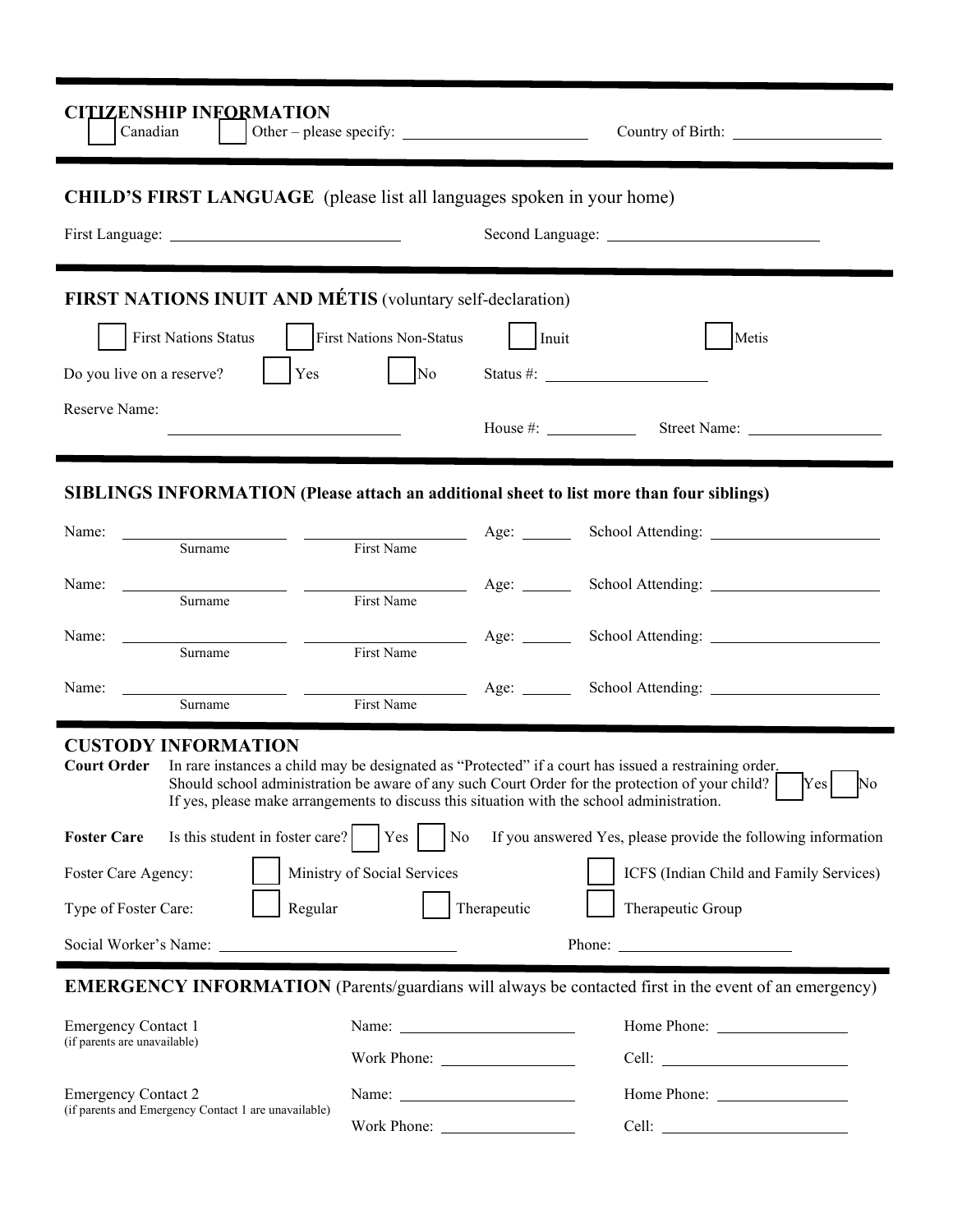## CITIZENSHIP INFORMATION

☐ Canadian ☐ Other – please specify: ____________ Country of Birth: ____________

## CHILD'S FIRST LANGUAGE (please list all languages spoken in your home)

First Language: ____________ Second Language: ____________

## FIRST NATIONS INUIT AND MÉTIS (voluntary self-declaration)

☐ First Nations Status ☐ First Nations Non-Status ☐ Inuit ☐ Metis

Do you live on a reserve? ☐ Yes ☐ No Status #: ____________

Reserve Name: ____________ House #: ____________ Street Name: ____________

## SIBLINGS INFORMATION (Please attach an additional sheet to list more than four siblings)

| Name: Surname | First Name | Age | School Attending |
|---|---|---|---|
| | | | |
| | | | |
| | | | |
| | | | |

## CUSTODY INFORMATION

**Court Order** In rare instances a child may be designated as "Protected" if a court has issued a restraining order. Should school administration be aware of any such Court Order for the protection of your child? ☐ Yes ☐ No
If yes, please make arrangements to discuss this situation with the school administration.

**Foster Care** Is this student in foster care? ☐ Yes ☐ No If you answered Yes, please provide the following information

Foster Care Agency: ☐ Ministry of Social Services ☐ ICFS (Indian Child and Family Services)

Type of Foster Care: ☐ Regular ☐ Therapeutic ☐ Therapeutic Group

Social Worker's Name: ____________ Phone: ____________

## EMERGENCY INFORMATION (Parents/guardians will always be contacted first in the event of an emergency)

Emergency Contact 1 (if parents are unavailable)
Name: ____________ Home Phone: ____________
Work Phone: ____________ Cell: ____________

Emergency Contact 2 (if parents and Emergency Contact 1 are unavailable)
Name: ____________ Home Phone: ____________
Work Phone: ____________ Cell: ____________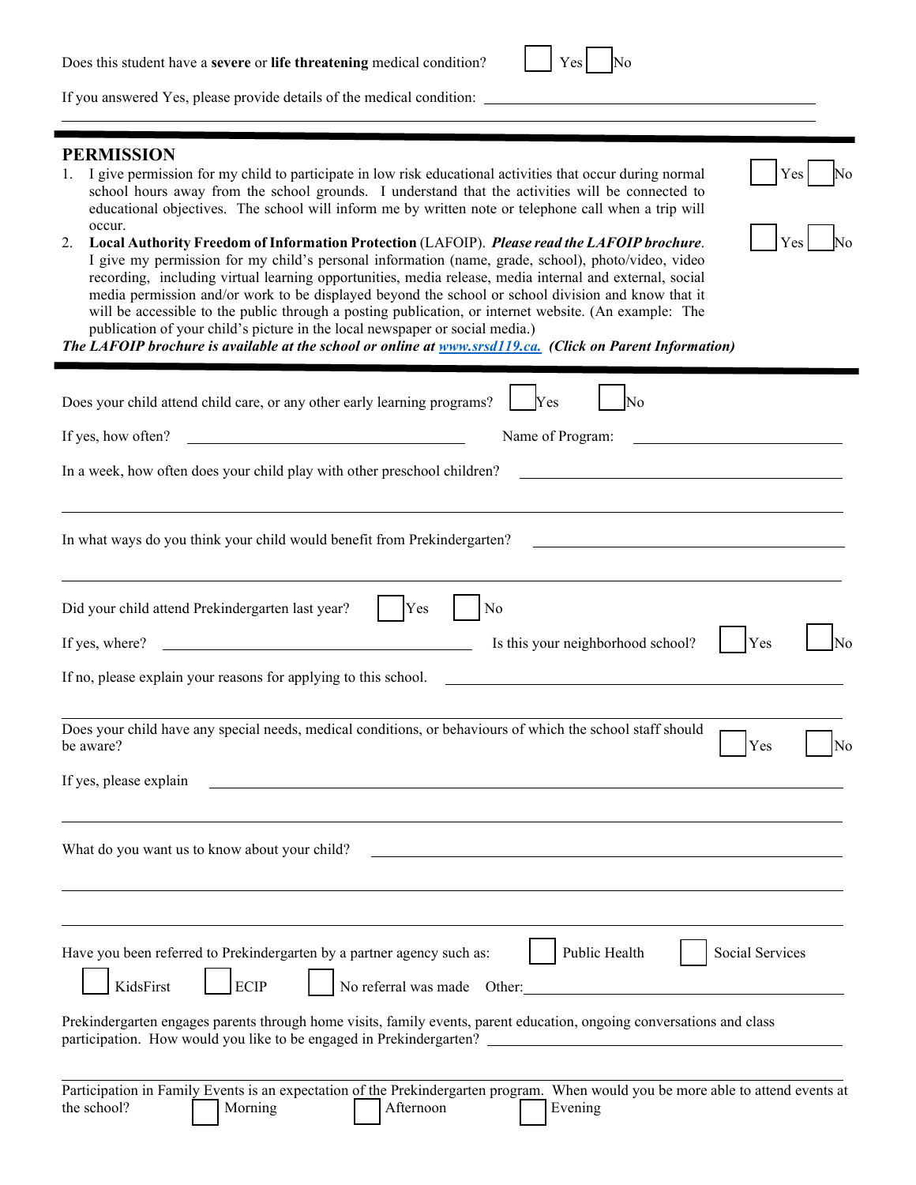Does this student have a **severe** or **life threatening** medical condition? ☐ Yes ☐ No

If you answered Yes, please provide details of the medical condition: ______________________________

______________________________

## PERMISSION

1. I give permission for my child to participate in low risk educational activities that occur during normal school hours away from the school grounds. I understand that the activities will be connected to educational objectives. The school will inform me by written note or telephone call when a trip will occur. ☐ Yes ☐ No
2. **Local Authority Freedom of Information Protection** (LAFOIP). ***Please read the LAFOIP brochure***. I give my permission for my child's personal information (name, grade, school), photo/video, video recording, including virtual learning opportunities, media release, media internal and external, social media permission and/or work to be displayed beyond the school or school division and know that it will be accessible to the public through a posting publication, or internet website. (An example: The publication of your child's picture in the local newspaper or social media.) ☐ Yes ☐ No

***The LAFOIP brochure is available at the school or online at www.srsd119.ca. (Click on Parent Information)***

---

Does your child attend child care, or any other early learning programs? ☐ Yes ☐ No

If yes, how often? ______________________ Name of Program: ______________________

In a week, how often does your child play with other preschool children? ______________________

______________________________

In what ways do you think your child would benefit from Prekindergarten? ______________________

______________________________

Did your child attend Prekindergarten last year? ☐ Yes ☐ No

If yes, where? ______________________ Is this your neighborhood school? ☐ Yes ☐ No

If no, please explain your reasons for applying to this school. ______________________

______________________________

Does your child have any special needs, medical conditions, or behaviours of which the school staff should be aware? ☐ Yes ☐ No

If yes, please explain ______________________________

______________________________

What do you want us to know about your child? ______________________________

______________________________

______________________________

Have you been referred to Prekindergarten by a partner agency such as: ☐ Public Health ☐ Social Services ☐ KidsFirst ☐ ECIP ☐ No referral was made Other: ______________________

Prekindergarten engages parents through home visits, family events, parent education, ongoing conversations and class participation. How would you like to be engaged in Prekindergarten? ______________________

______________________________

Participation in Family Events is an expectation of the Prekindergarten program. When would you be more able to attend events at the school? ☐ Morning ☐ Afternoon ☐ Evening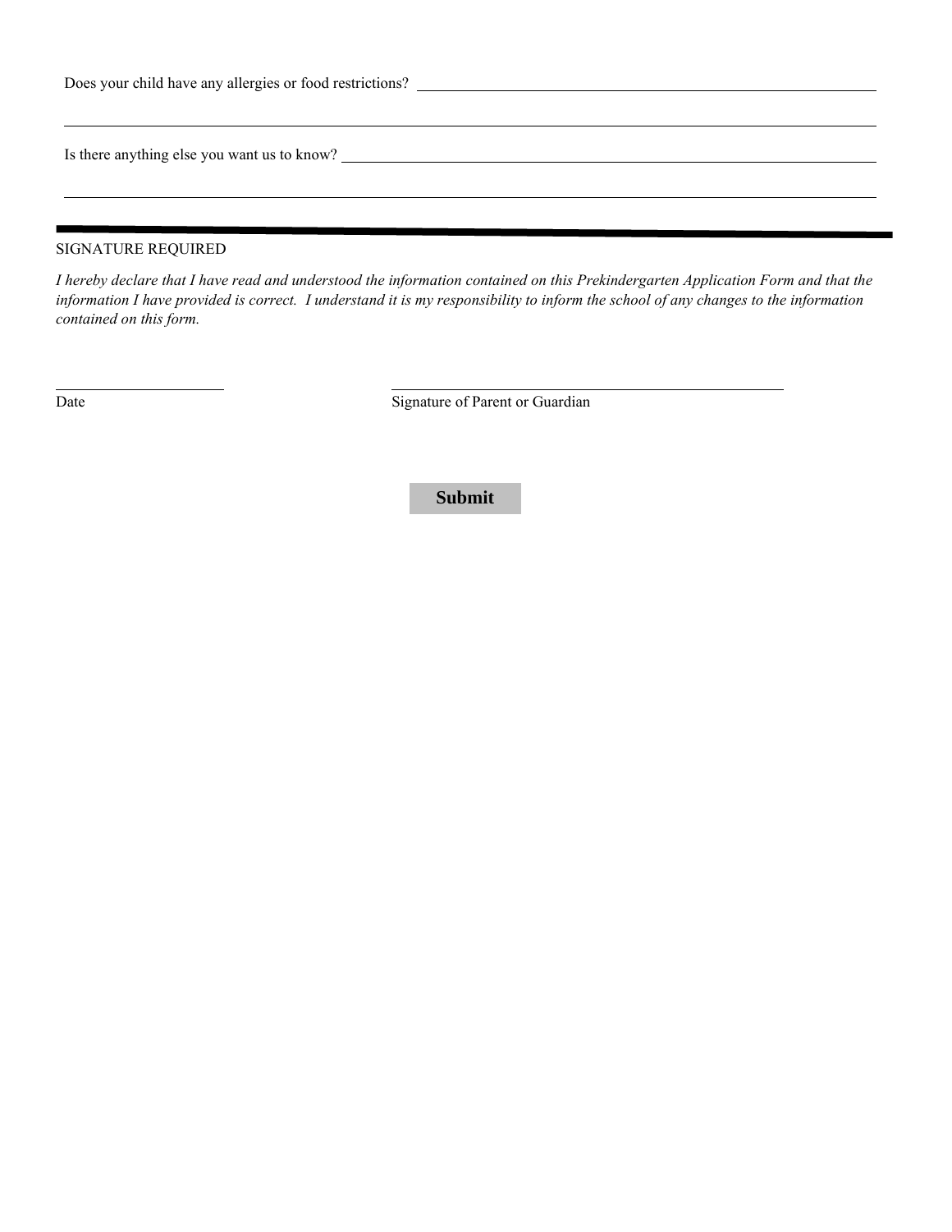Does your child have any allergies or food restrictions? ____________________________________________

______________________________________________________________________________

Is there anything else you want us to know? ____________________________________________________

______________________________________________________________________________

---

SIGNATURE REQUIRED

*I hereby declare that I have read and understood the information contained on this Prekindergarten Application Form and that the information I have provided is correct. I understand it is my responsibility to inform the school of any changes to the information contained on this form.*

____________________ ____________________________________________

Date Signature of Parent or Guardian

**Submit**